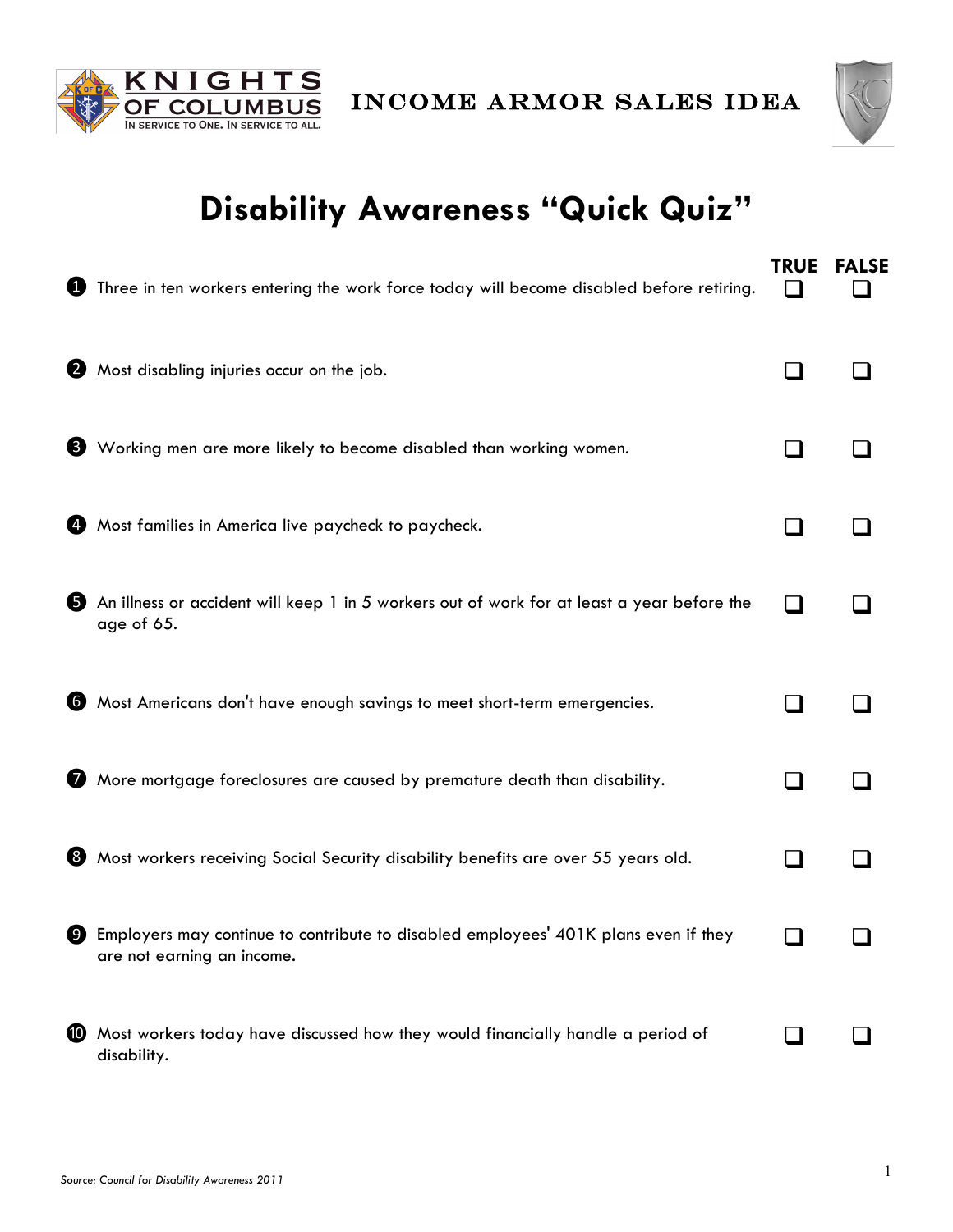KNIGHTS OF COLUMBUS
IN SERVICE TO ONE. IN SERVICE TO ALL.

INCOME ARMOR SALES IDEA

# Disability Awareness "Quick Quiz"

| # | Statement | TRUE | FALSE |
|---|---|---|---|
| 1 | Three in ten workers entering the work force today will become disabled before retiring. | ❑ | ❑ |
| 2 | Most disabling injuries occur on the job. | ❑ | ❑ |
| 3 | Working men are more likely to become disabled than working women. | ❑ | ❑ |
| 4 | Most families in America live paycheck to paycheck. | ❑ | ❑ |
| 5 | An illness or accident will keep 1 in 5 workers out of work for at least a year before the age of 65. | ❑ | ❑ |
| 6 | Most Americans don't have enough savings to meet short-term emergencies. | ❑ | ❑ |
| 7 | More mortgage foreclosures are caused by premature death than disability. | ❑ | ❑ |
| 8 | Most workers receiving Social Security disability benefits are over 55 years old. | ❑ | ❑ |
| 9 | Employers may continue to contribute to disabled employees' 401K plans even if they are not earning an income. | ❑ | ❑ |
| 10 | Most workers today have discussed how they would financially handle a period of disability. | ❑ | ❑ |

*Source: Council for Disability Awareness 2011*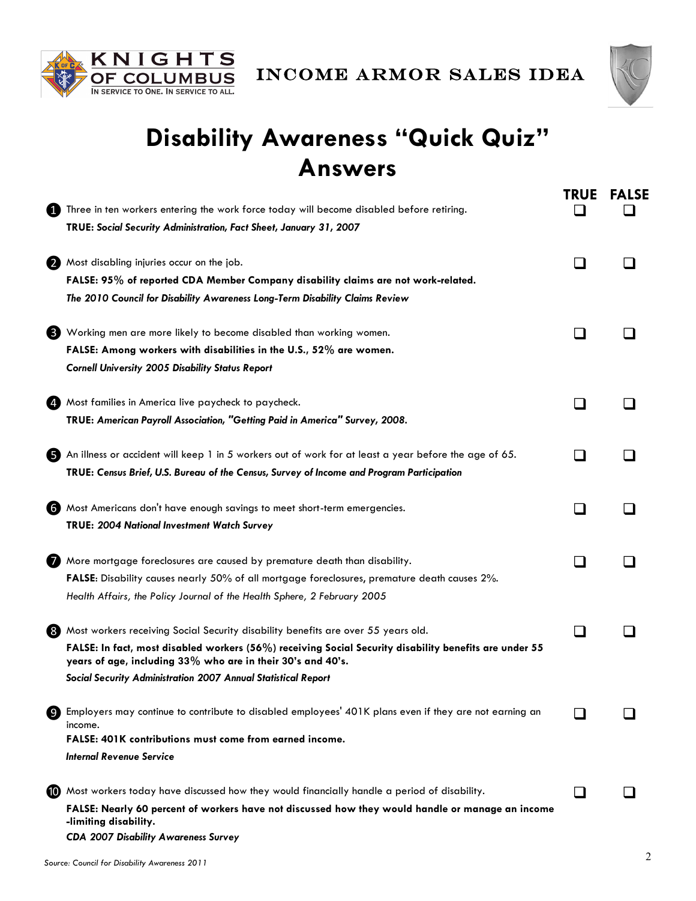KNIGHTS OF COLUMBUS
IN SERVICE TO ONE. IN SERVICE TO ALL.

INCOME ARMOR SALES IDEA

# Disability Awareness "Quick Quiz" Answers

| | | TRUE | FALSE |
|---|---|---|---|
| 1 | Three in ten workers entering the work force today will become disabled before retiring.<br>**TRUE:** ***Social Security Administration, Fact Sheet, January 31, 2007*** | ❑ | ❑ |
| 2 | Most disabling injuries occur on the job.<br>**FALSE: 95% of reported CDA Member Company disability claims are not work-related.**<br>***The 2010 Council for Disability Awareness Long-Term Disability Claims Review*** | ❑ | ❑ |
| 3 | Working men are more likely to become disabled than working women.<br>**FALSE: Among workers with disabilities in the U.S., 52% are women.**<br>***Cornell University 2005 Disability Status Report*** | ❑ | ❑ |
| 4 | Most families in America live paycheck to paycheck.<br>**TRUE:** ***American Payroll Association, "Getting Paid in America" Survey, 2008.*** | ❑ | ❑ |
| 5 | An illness or accident will keep 1 in 5 workers out of work for at least a year before the age of 65.<br>**TRUE:** ***Census Brief, U.S. Bureau of the Census, Survey of Income and Program Participation*** | ❑ | ❑ |
| 6 | Most Americans don't have enough savings to meet short-term emergencies.<br>**TRUE:** ***2004 National Investment Watch Survey*** | ❑ | ❑ |
| 7 | More mortgage foreclosures are caused by premature death than disability.<br>**FALSE**: Disability causes nearly 50% of all mortgage foreclosures, premature death causes 2%.<br>*Health Affairs, the Policy Journal of the Health Sphere, 2 February 2005* | ❑ | ❑ |
| 8 | Most workers receiving Social Security disability benefits are over 55 years old.<br>**FALSE: In fact, most disabled workers (56%) receiving Social Security disability benefits are under 55 years of age, including 33% who are in their 30's and 40's.**<br>***Social Security Administration 2007 Annual Statistical Report*** | ❑ | ❑ |
| 9 | Employers may continue to contribute to disabled employees' 401K plans even if they are not earning an income.<br>**FALSE: 401K contributions must come from earned income.**<br>***Internal Revenue Service*** | ❑ | ❑ |
| 10 | Most workers today have discussed how they would financially handle a period of disability.<br>**FALSE: Nearly 60 percent of workers have not discussed how they would handle or manage an income -limiting disability.**<br>***CDA 2007 Disability Awareness Survey*** | ❑ | ❑ |

*Source: Council for Disability Awareness 2011*